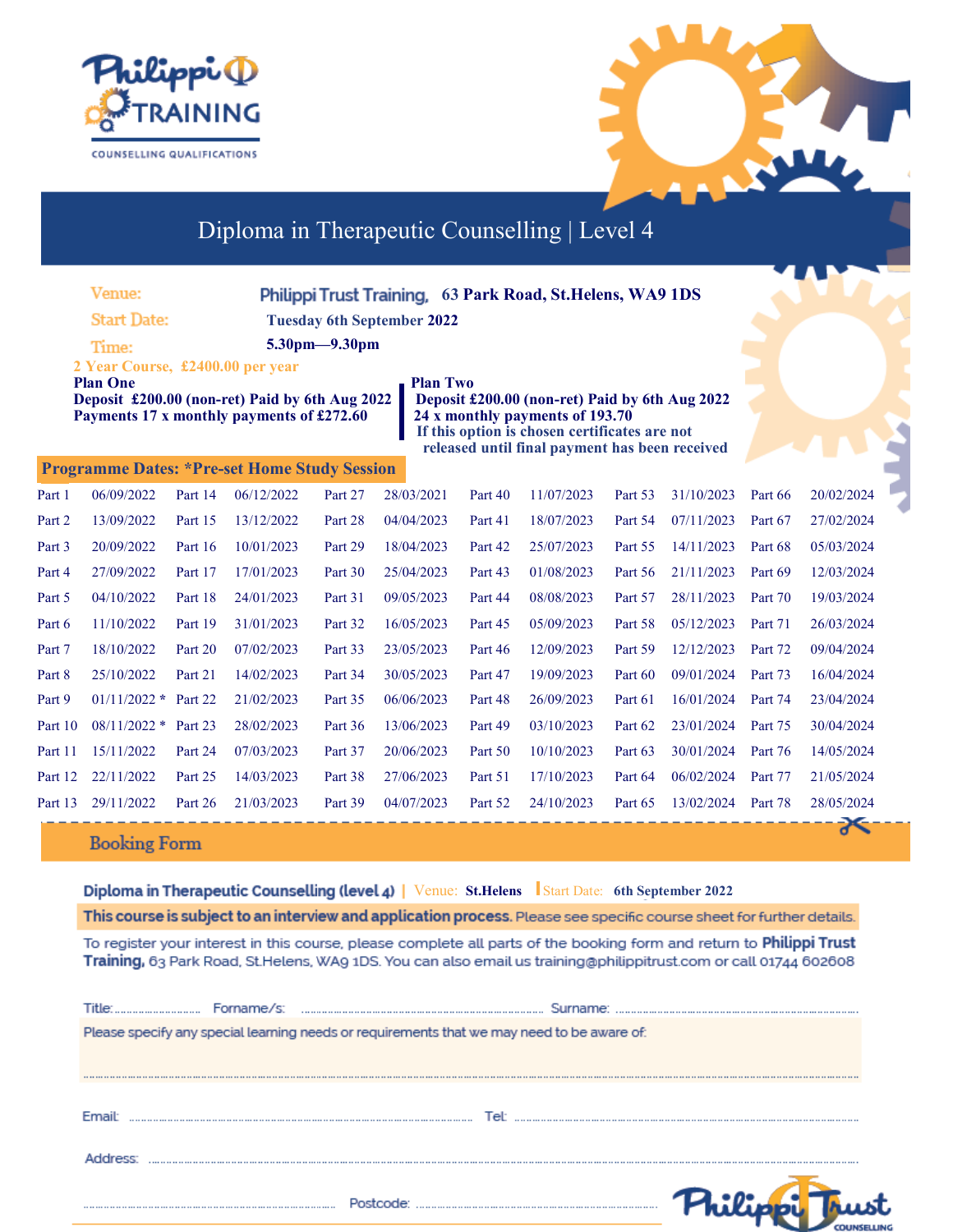Philippi TRAINING

COUNSELLING QUALIFICATIONS

# Diploma in Therapeutic Counselling | Level 4

**Venue:** Philippi Trust Training, 63 Park Road, St.Helens, WA9 1DS

**Start Date:** Tuesday 6th September 2022

**Time:** 5.30pm—9.30pm

2 Year Course, £2400.00 per year

**Plan One**
**Deposit £200.00 (non-ret) Paid by 6th Aug 2022**
**Payments 17 x monthly payments of £272.60**

**Plan Two**
**Deposit £200.00 (non-ret) Paid by 6th Aug 2022**
**24 x monthly payments of 193.70**
**If this option is chosen certificates are not released until final payment has been received**

**Programme Dates: *Pre-set Home Study Session**

| Part | Date | Part | Date | Part | Date | Part | Date | Part | Date | Part | Date |
|---|---|---|---|---|---|---|---|---|---|---|---|
| Part 1 | 06/09/2022 | Part 14 | 06/12/2022 | Part 27 | 28/03/2021 | Part 40 | 11/07/2023 | Part 53 | 31/10/2023 | Part 66 | 20/02/2024 |
| Part 2 | 13/09/2022 | Part 15 | 13/12/2022 | Part 28 | 04/04/2023 | Part 41 | 18/07/2023 | Part 54 | 07/11/2023 | Part 67 | 27/02/2024 |
| Part 3 | 20/09/2022 | Part 16 | 10/01/2023 | Part 29 | 18/04/2023 | Part 42 | 25/07/2023 | Part 55 | 14/11/2023 | Part 68 | 05/03/2024 |
| Part 4 | 27/09/2022 | Part 17 | 17/01/2023 | Part 30 | 25/04/2023 | Part 43 | 01/08/2023 | Part 56 | 21/11/2023 | Part 69 | 12/03/2024 |
| Part 5 | 04/10/2022 | Part 18 | 24/01/2023 | Part 31 | 09/05/2023 | Part 44 | 08/08/2023 | Part 57 | 28/11/2023 | Part 70 | 19/03/2024 |
| Part 6 | 11/10/2022 | Part 19 | 31/01/2023 | Part 32 | 16/05/2023 | Part 45 | 05/09/2023 | Part 58 | 05/12/2023 | Part 71 | 26/03/2024 |
| Part 7 | 18/10/2022 | Part 20 | 07/02/2023 | Part 33 | 23/05/2023 | Part 46 | 12/09/2023 | Part 59 | 12/12/2023 | Part 72 | 09/04/2024 |
| Part 8 | 25/10/2022 | Part 21 | 14/02/2023 | Part 34 | 30/05/2023 | Part 47 | 19/09/2023 | Part 60 | 09/01/2024 | Part 73 | 16/04/2024 |
| Part 9 | 01/11/2022 * | Part 22 | 21/02/2023 | Part 35 | 06/06/2023 | Part 48 | 26/09/2023 | Part 61 | 16/01/2024 | Part 74 | 23/04/2024 |
| Part 10 | 08/11/2022 * | Part 23 | 28/02/2023 | Part 36 | 13/06/2023 | Part 49 | 03/10/2023 | Part 62 | 23/01/2024 | Part 75 | 30/04/2024 |
| Part 11 | 15/11/2022 | Part 24 | 07/03/2023 | Part 37 | 20/06/2023 | Part 50 | 10/10/2023 | Part 63 | 30/01/2024 | Part 76 | 14/05/2024 |
| Part 12 | 22/11/2022 | Part 25 | 14/03/2023 | Part 38 | 27/06/2023 | Part 51 | 17/10/2023 | Part 64 | 06/02/2024 | Part 77 | 21/05/2024 |
| Part 13 | 29/11/2022 | Part 26 | 21/03/2023 | Part 39 | 04/07/2023 | Part 52 | 24/10/2023 | Part 65 | 13/02/2024 | Part 78 | 28/05/2024 |

## Booking Form

**Diploma in Therapeutic Counselling (level 4)** | Venue: **St.Helens** | Start Date: **6th September 2022**

**This course is subject to an interview and application process.** Please see specific course sheet for further details.

To register your interest in this course, please complete all parts of the booking form and return to **Philippi Trust Training,** 63 Park Road, St.Helens, WA9 1DS. You can also email us training@philippitrust.com or call 01744 602608

Title: .................... Forname/s: .................................................... Surname: ....................................................

Please specify any special learning needs or requirements that we may need to be aware of:

..........................................................................................................................................................

Email: .................................................................... Tel: ....................................................................

Address: ..........................................................................................................................................

.................................................................... Postcode: ....................................................................

Philippi Trust COUNSELLING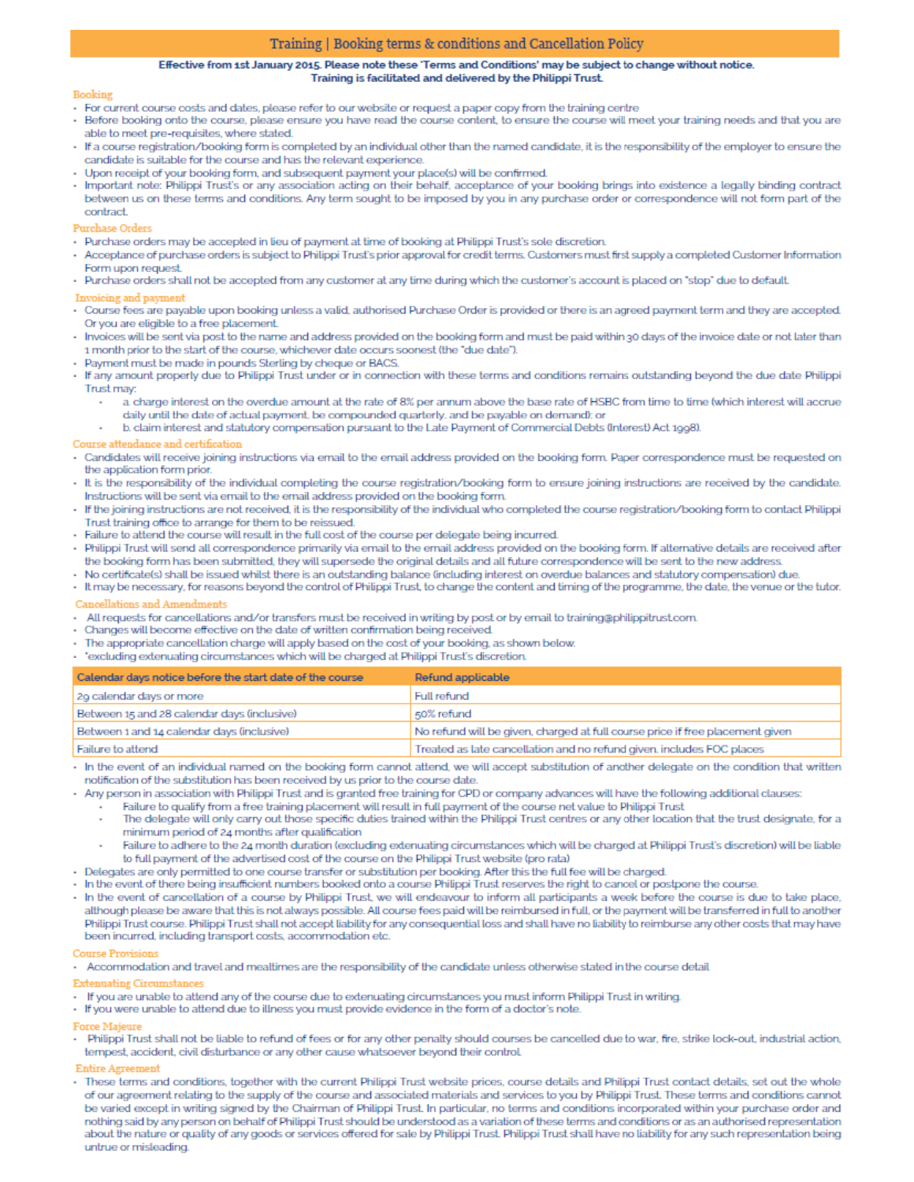# Training | Booking terms & conditions and Cancellation Policy

**Effective from 1st January 2015. Please note these 'Terms and Conditions' may be subject to change without notice. Training is facilitated and delivered by the Philippi Trust.**

## Booking

- For current course costs and dates, please refer to our website or request a paper copy from the training centre
- Before booking onto the course, please ensure you have read the course content, to ensure the course will meet your training needs and that you are able to meet pre-requisites, where stated.
- If a course registration/booking form is completed by an individual other than the named candidate, it is the responsibility of the employer to ensure the candidate is suitable for the course and has the relevant experience.
- Upon receipt of your booking form, and subsequent payment your place(s) will be confirmed.
- Important note: Philippi Trust's or any association acting on their behalf, acceptance of your booking brings into existence a legally binding contract between us on these terms and conditions. Any term sought to be imposed by you in any purchase order or correspondence will not form part of the contract.

## Purchase Orders

- Purchase orders may be accepted in lieu of payment at time of booking at Philippi Trust's sole discretion.
- Acceptance of purchase orders is subject to Philippi Trust's prior approval for credit terms. Customers must first supply a completed Customer Information Form upon request.
- Purchase orders shall not be accepted from any customer at any time during which the customer's account is placed on "stop" due to default.

## Invoicing and payment

- Course fees are payable upon booking unless a valid, authorised Purchase Order is provided or there is an agreed payment term and they are accepted. Or you are eligible to a free placement.
- Invoices will be sent via post to the name and address provided on the booking form and must be paid within 30 days of the invoice date or not later than 1 month prior to the start of the course, whichever date occurs soonest (the "due date").
- Payment must be made in pounds Sterling by cheque or BACS.
- If any amount properly due to Philippi Trust under or in connection with these terms and conditions remains outstanding beyond the due date Philippi Trust may:
  - a. charge interest on the overdue amount at the rate of 8% per annum above the base rate of HSBC from time to time (which interest will accrue daily until the date of actual payment, be compounded quarterly, and be payable on demand); or
  - b. claim interest and statutory compensation pursuant to the Late Payment of Commercial Debts (Interest) Act 1998).

## Course attendance and certification

- Candidates will receive joining instructions via email to the email address provided on the booking form. Paper correspondence must be requested on the application form prior.
- It is the responsibility of the individual completing the course registration/booking form to ensure joining instructions are received by the candidate. Instructions will be sent via email to the email address provided on the booking form.
- If the joining instructions are not received, it is the responsibility of the individual who completed the course registration/booking form to contact Philippi Trust training office to arrange for them to be reissued.
- Failure to attend the course will result in the full cost of the course per delegate being incurred.
- Philippi Trust will send all correspondence primarily via email to the email address provided on the booking form. If alternative details are received after the booking form has been submitted, they will supersede the original details and all future correspondence will be sent to the new address.
- No certificate(s) shall be issued whilst there is an outstanding balance (including interest on overdue balances and statutory compensation) due.
- It may be necessary, for reasons beyond the control of Philippi Trust, to change the content and timing of the programme, the date, the venue or the tutor.

## Cancellations and Amendments

- All requests for cancellations and/or transfers must be received in writing by post or by email to training@philippitrust.com.
- Changes will become effective on the date of written confirmation being received.
- The appropriate cancellation charge will apply based on the cost of your booking, as shown below.
- *excluding extenuating circumstances which will be charged at Philippi Trust's discretion.

| Calendar days notice before the start date of the course | Refund applicable |
|---|---|
| 29 calendar days or more | Full refund |
| Between 15 and 28 calendar days (inclusive) | 50% refund |
| Between 1 and 14 calendar days (inclusive) | No refund will be given, charged at full course price if free placement given |
| Failure to attend | Treated as late cancellation and no refund given. includes FOC places |

- In the event of an individual named on the booking form cannot attend, we will accept substitution of another delegate on the condition that written notification of the substitution has been received by us prior to the course date.
- Any person in association with Philippi Trust and is granted free training for CPD or company advances will have the following additional clauses:
  - Failure to qualify from a free training placement will result in full payment of the course net value to Philippi Trust
  - The delegate will only carry out those specific duties trained within the Philippi Trust centres or any other location that the trust designate, for a minimum period of 24 months after qualification
  - Failure to adhere to the 24 month duration (excluding extenuating circumstances which will be charged at Philippi Trust's discretion) will be liable to full payment of the advertised cost of the course on the Philippi Trust website (pro rata)
- Delegates are only permitted to one course transfer or substitution per booking. After this the full fee will be charged.
- In the event of there being insufficient numbers booked onto a course Philippi Trust reserves the right to cancel or postpone the course.
- In the event of cancellation of a course by Philippi Trust, we will endeavour to inform all participants a week before the course is due to take place, although please be aware that this is not always possible. All course fees paid will be reimbursed in full, or the payment will be transferred in full to another Philippi Trust course. Philippi Trust shall not accept liability for any consequential loss and shall have no liability to reimburse any other costs that may have been incurred, including transport costs, accommodation etc.

## Course Provisions

- Accommodation and travel and mealtimes are the responsibility of the candidate unless otherwise stated in the course detail

## Extenuating Circumstances

- If you are unable to attend any of the course due to extenuating circumstances you must inform Philippi Trust in writing.
- If you were unable to attend due to illness you must provide evidence in the form of a doctor's note.

## Force Majeure

- Philippi Trust shall not be liable to refund of fees or for any other penalty should courses be cancelled due to war, fire, strike lock-out, industrial action, tempest, accident, civil disturbance or any other cause whatsoever beyond their control.

## Entire Agreement

- These terms and conditions, together with the current Philippi Trust website prices, course details and Philippi Trust contact details, set out the whole of our agreement relating to the supply of the course and associated materials and services to you by Philippi Trust. These terms and conditions cannot be varied except in writing signed by the Chairman of Philippi Trust. In particular, no terms and conditions incorporated within your purchase order and nothing said by any person on behalf of Philippi Trust should be understood as a variation of these terms and conditions or as an authorised representation about the nature or quality of any goods or services offered for sale by Philippi Trust. Philippi Trust shall have no liability for any such representation being untrue or misleading.